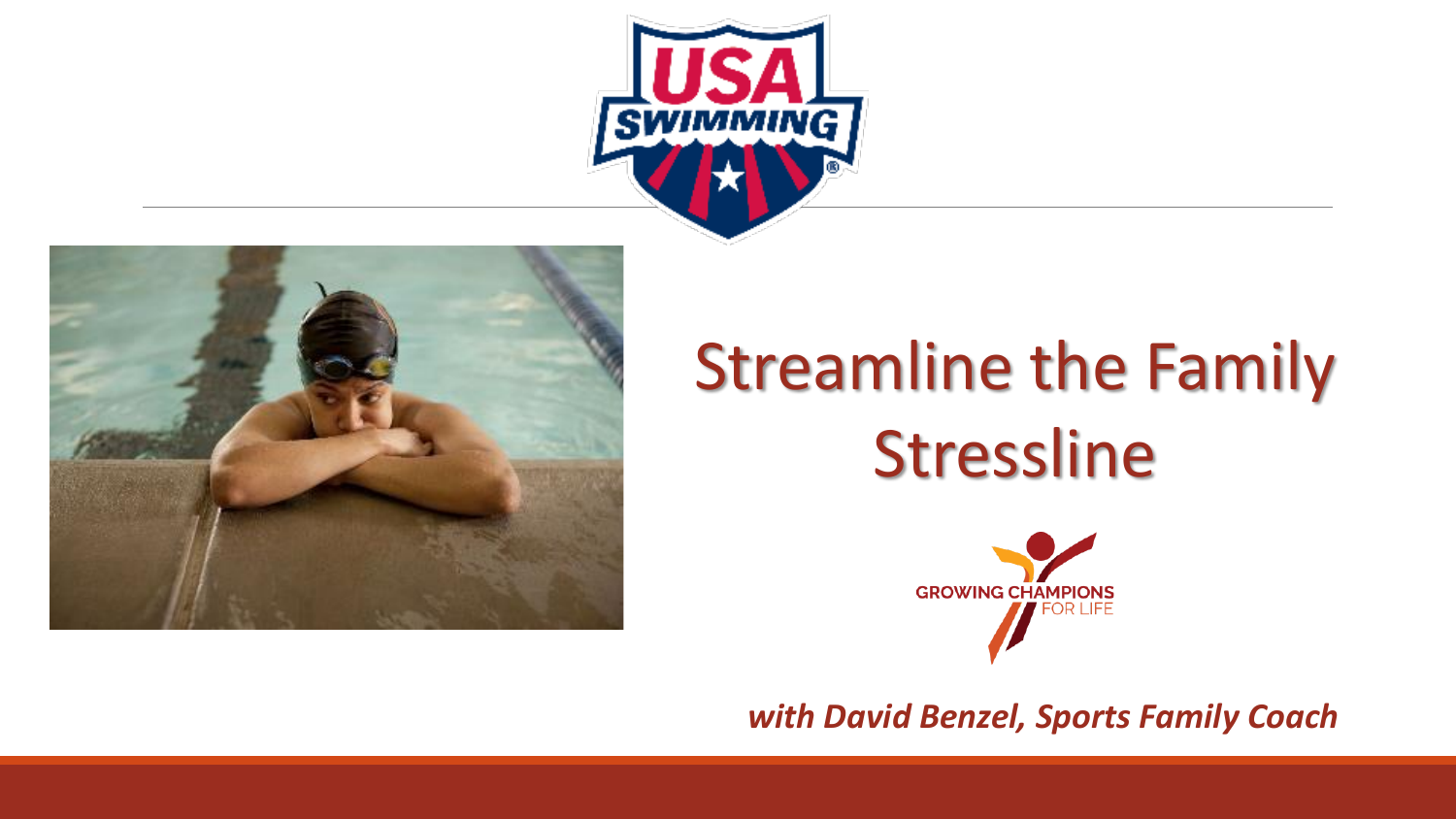# Streamline the Family Stressline

GROWING CHAMPIONS FOR LIFE

***with David Benzel, Sports Family Coach***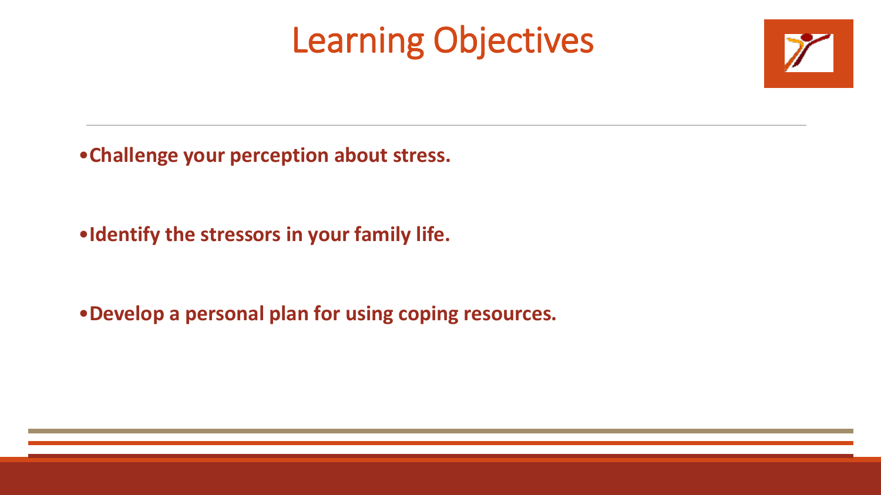# Learning Objectives

- **Challenge your perception about stress.**
- **Identify the stressors in your family life.**
- **Develop a personal plan for using coping resources.**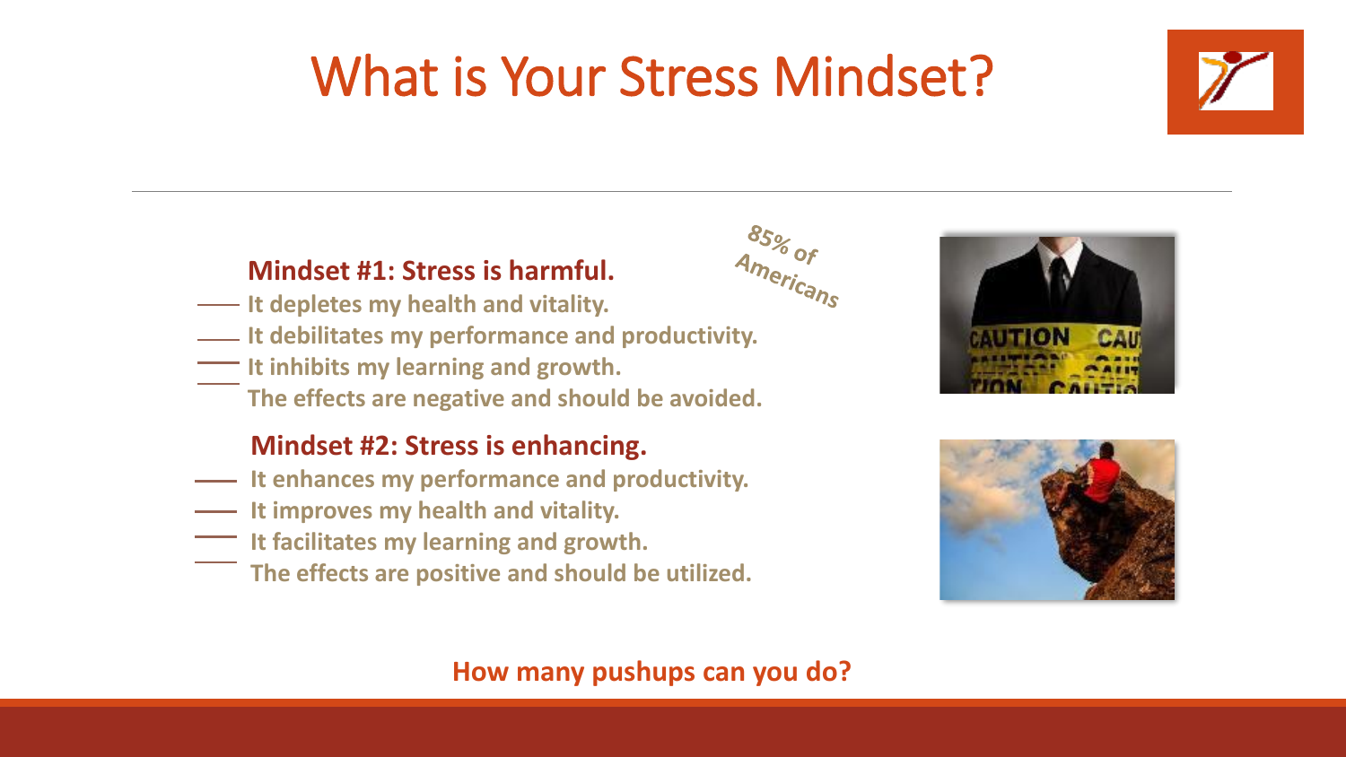# What is Your Stress Mindset?

85% of Americans

**Mindset #1: Stress is harmful.**

- **It depletes my health and vitality.**
- **It debilitates my performance and productivity.**
- **It inhibits my learning and growth.**
- **The effects are negative and should be avoided.**

**Mindset #2: Stress is enhancing.**

- **It enhances my performance and productivity.**
- **It improves my health and vitality.**
- **It facilitates my learning and growth.**
- **The effects are positive and should be utilized.**

**How many pushups can you do?**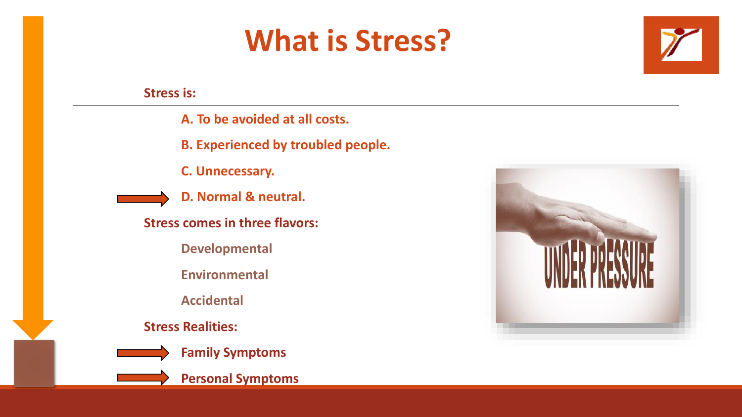# What is Stress?

**Stress is:**

- **A. To be avoided at all costs.**
- **B. Experienced by troubled people.**
- **C. Unnecessary.**
- **D. Normal & neutral.**

**Stress comes in three flavors:**

- **Developmental**
- **Environmental**
- **Accidental**

**Stress Realities:**

- **Family Symptoms**
- **Personal Symptoms**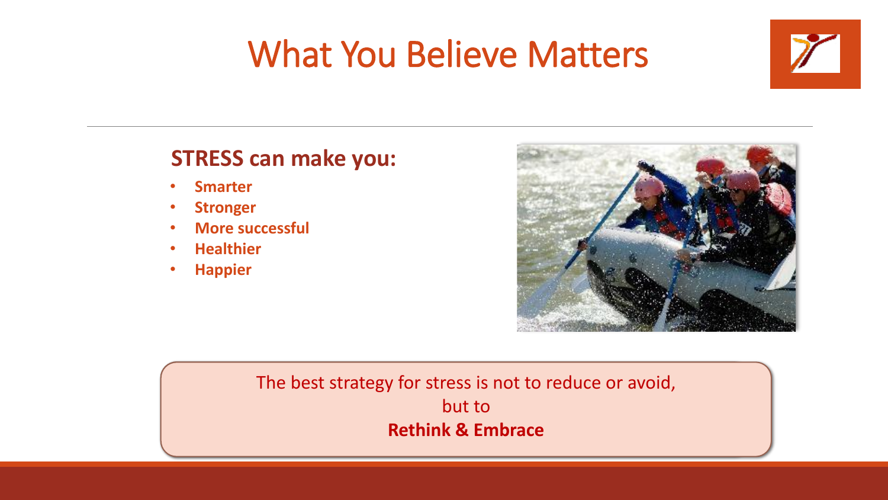# What You Believe Matters

## STRESS can make you:

- **Smarter**
- **Stronger**
- **More successful**
- **Healthier**
- **Happier**

The best strategy for stress is not to reduce or avoid,
but to
**Rethink & Embrace**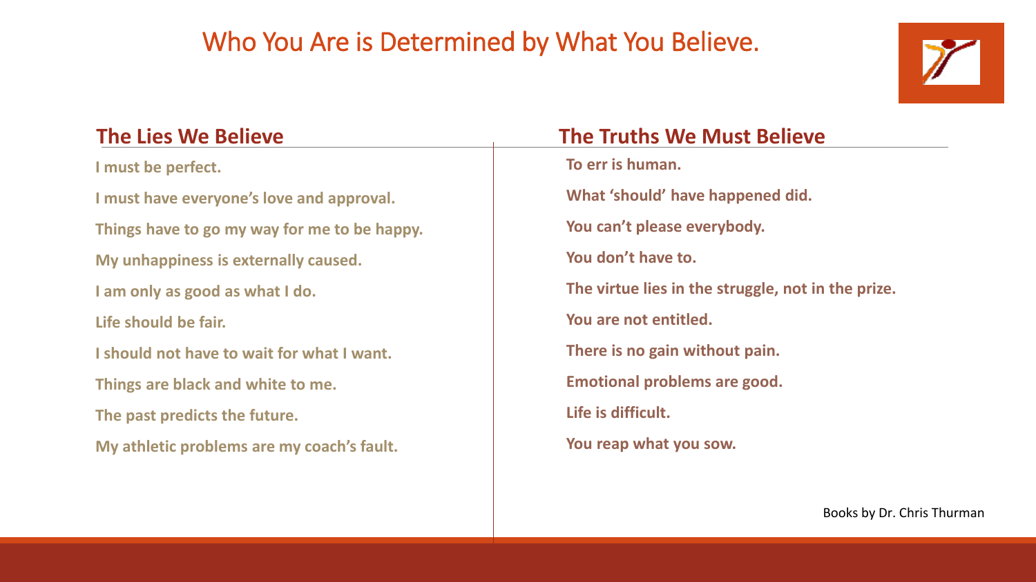# Who You Are is Determined by What You Believe.

## The Lies We Believe

- I must be perfect.
- I must have everyone's love and approval.
- Things have to go my way for me to be happy.
- My unhappiness is externally caused.
- I am only as good as what I do.
- Life should be fair.
- I should not have to wait for what I want.
- Things are black and white to me.
- The past predicts the future.
- My athletic problems are my coach's fault.

## The Truths We Must Believe

- To err is human.
- What 'should' have happened did.
- You can't please everybody.
- You don't have to.
- The virtue lies in the struggle, not in the prize.
- You are not entitled.
- There is no gain without pain.
- Emotional problems are good.
- Life is difficult.
- You reap what you sow.

Books by Dr. Chris Thurman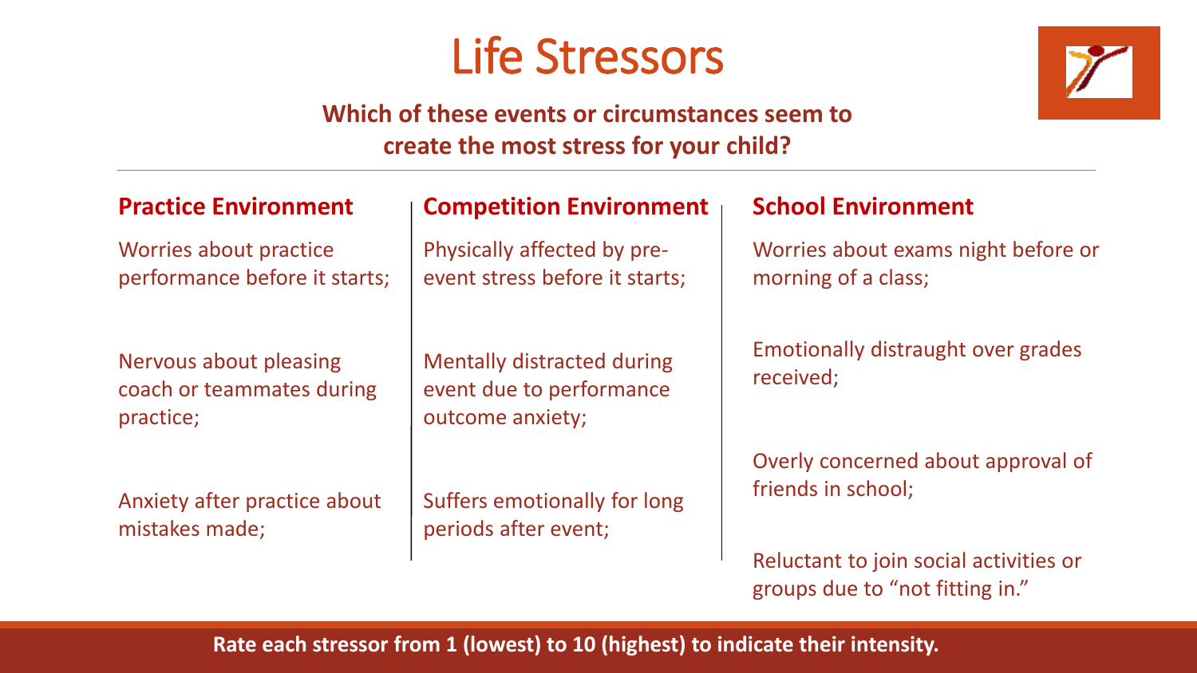# Life Stressors

**Which of these events or circumstances seem to create the most stress for your child?**

## Practice Environment

Worries about practice performance before it starts;

Nervous about pleasing coach or teammates during practice;

Anxiety after practice about mistakes made;

## Competition Environment

Physically affected by pre-event stress before it starts;

Mentally distracted during event due to performance outcome anxiety;

Suffers emotionally for long periods after event;

## School Environment

Worries about exams night before or morning of a class;

Emotionally distraught over grades received;

Overly concerned about approval of friends in school;

Reluctant to join social activities or groups due to "not fitting in."

**Rate each stressor from 1 (lowest) to 10 (highest) to indicate their intensity.**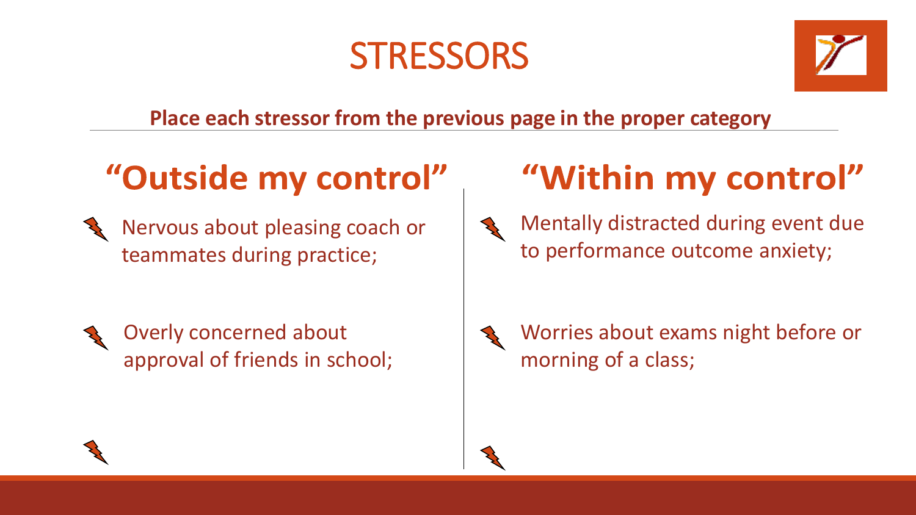# STRESSORS

**Place each stressor from the previous page in the proper category**

## "Outside my control"

- Nervous about pleasing coach or teammates during practice;
- Overly concerned about approval of friends in school;
- 

## "Within my control"

- Mentally distracted during event due to performance outcome anxiety;
- Worries about exams night before or morning of a class;
-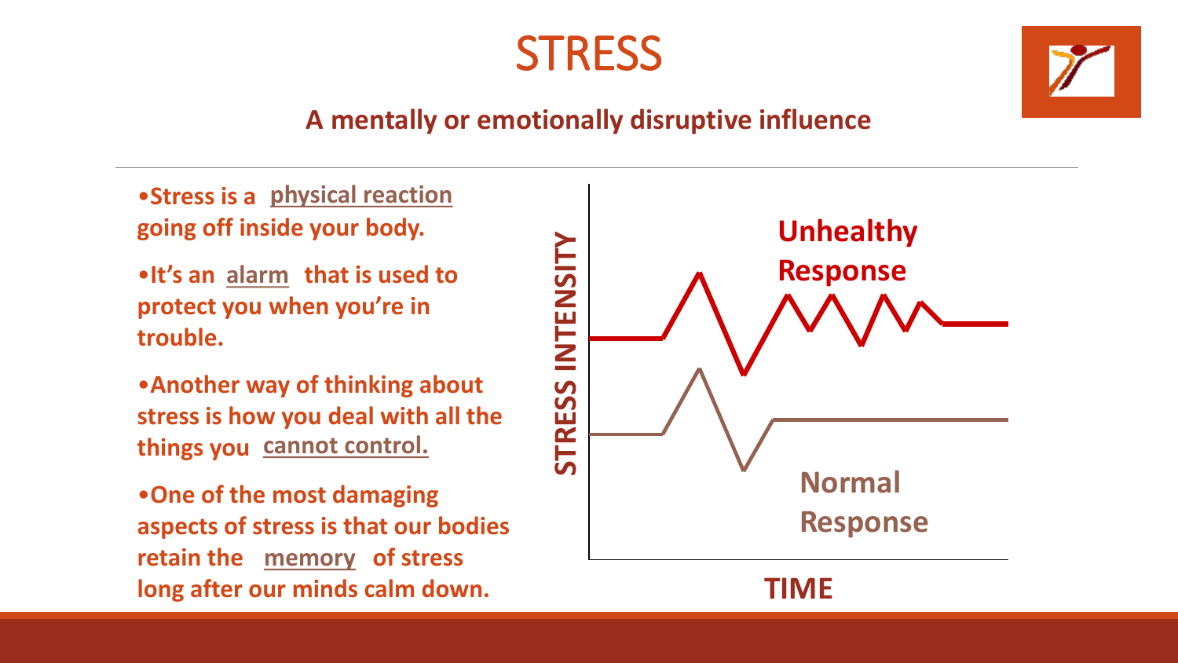# STRESS

**A mentally or emotionally disruptive influence**

- **Stress is a <u>physical reaction</u> going off inside your body.**
- **It's an <u>alarm</u> that is used to protect you when you're in trouble.**
- **Another way of thinking about stress is how you deal with all the things you <u>cannot control.</u>**
- **One of the most damaging aspects of stress is that our bodies retain the <u>memory</u> of stress long after our minds calm down.**

**STRESS INTENSITY**

**Unhealthy Response**

**Normal Response**

**TIME**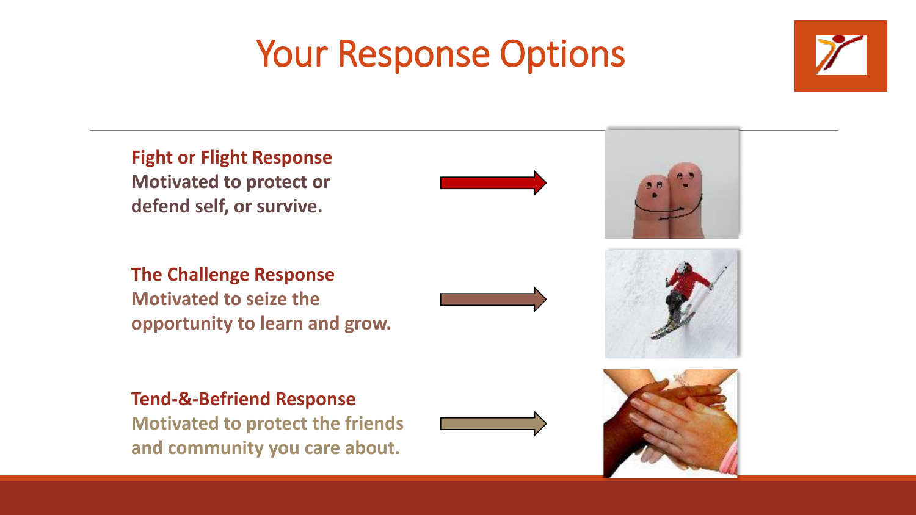# Your Response Options

**Fight or Flight Response**
**Motivated to protect or defend self, or survive.**

**The Challenge Response**
**Motivated to seize the opportunity to learn and grow.**

**Tend-&-Befriend Response**
**Motivated to protect the friends and community you care about.**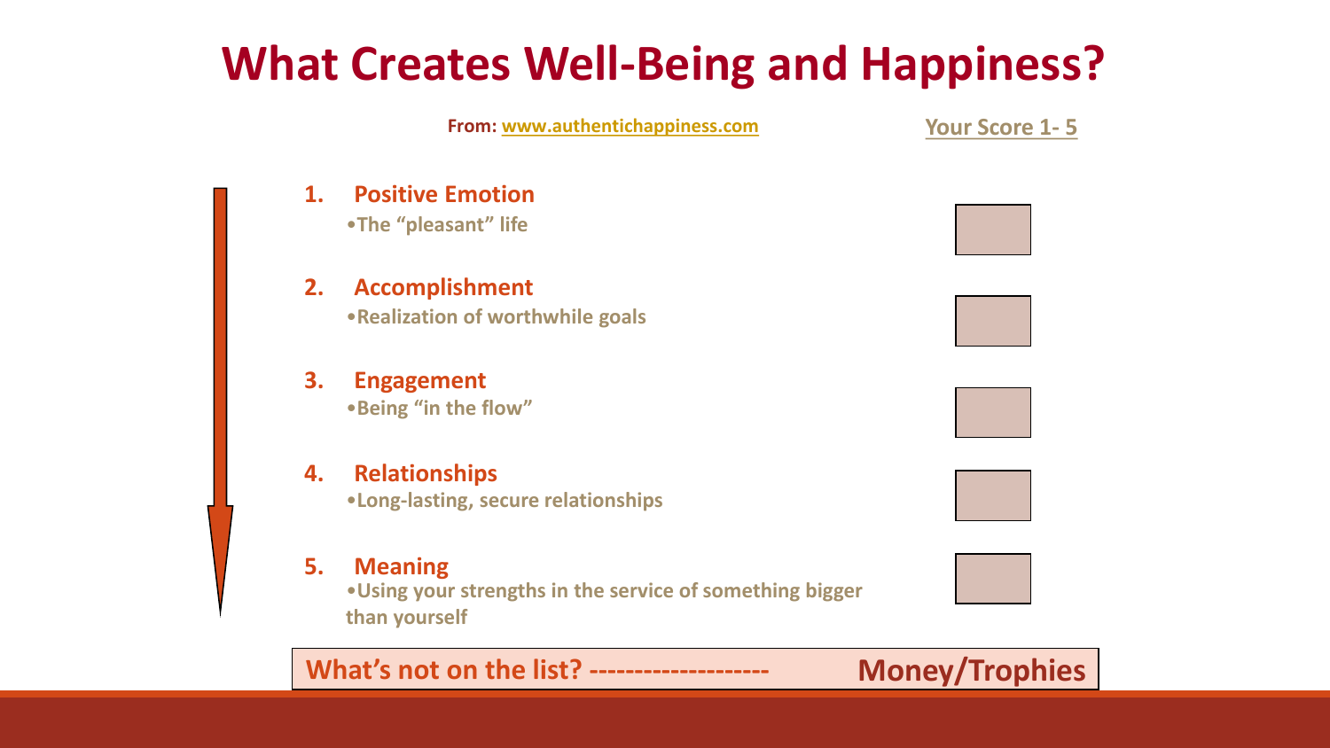# What Creates Well-Being and Happiness?

**From:** www.authentichappiness.com

**Your Score 1- 5**

1. **Positive Emotion**
   - The "pleasant" life
2. **Accomplishment**
   - Realization of worthwhile goals
3. **Engagement**
   - Being "in the flow"
4. **Relationships**
   - Long-lasting, secure relationships
5. **Meaning**
   - Using your strengths in the service of something bigger than yourself

**What's not on the list? -------------------- Money/Trophies**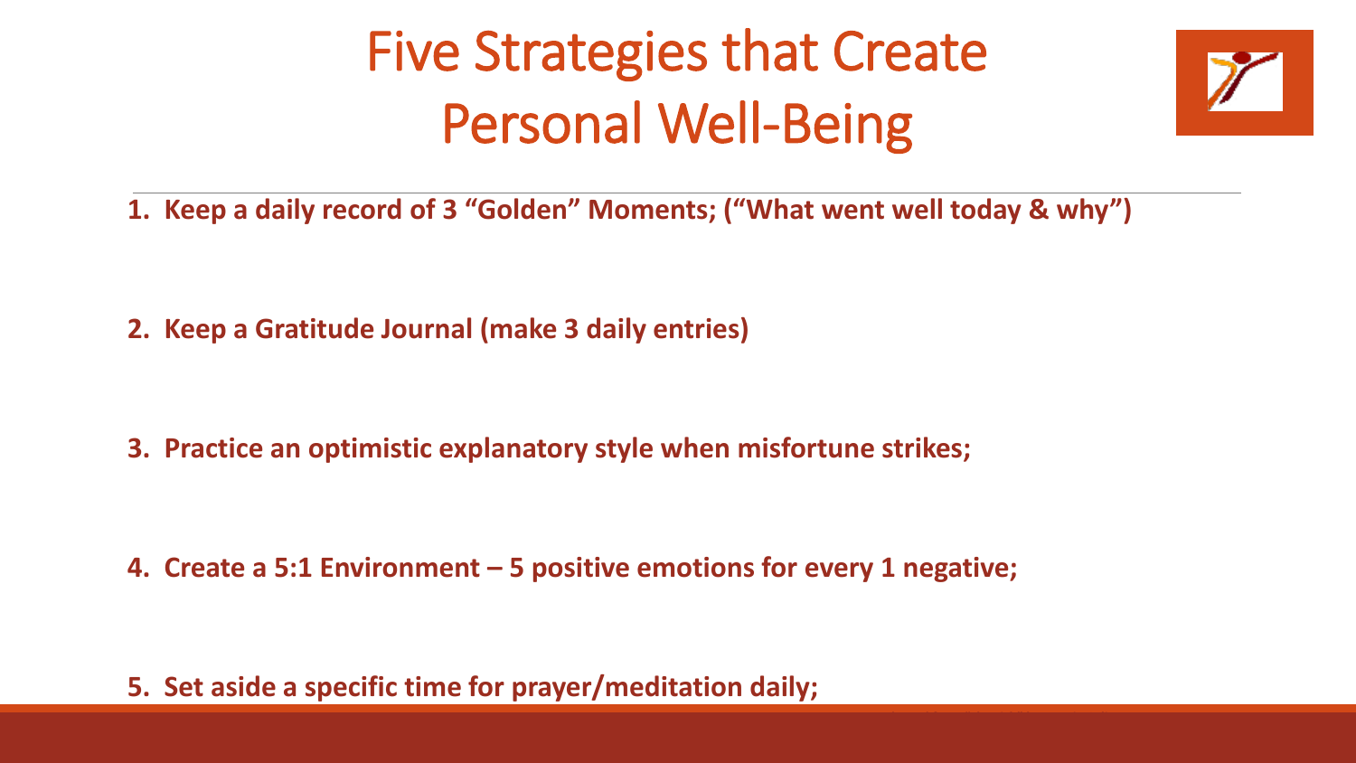# Five Strategies that Create Personal Well-Being

1. **Keep a daily record of 3 "Golden" Moments; ("What went well today & why")**

2. **Keep a Gratitude Journal (make 3 daily entries)**

3. **Practice an optimistic explanatory style when misfortune strikes;**

4. **Create a 5:1 Environment – 5 positive emotions for every 1 negative;**

5. **Set aside a specific time for prayer/meditation daily;**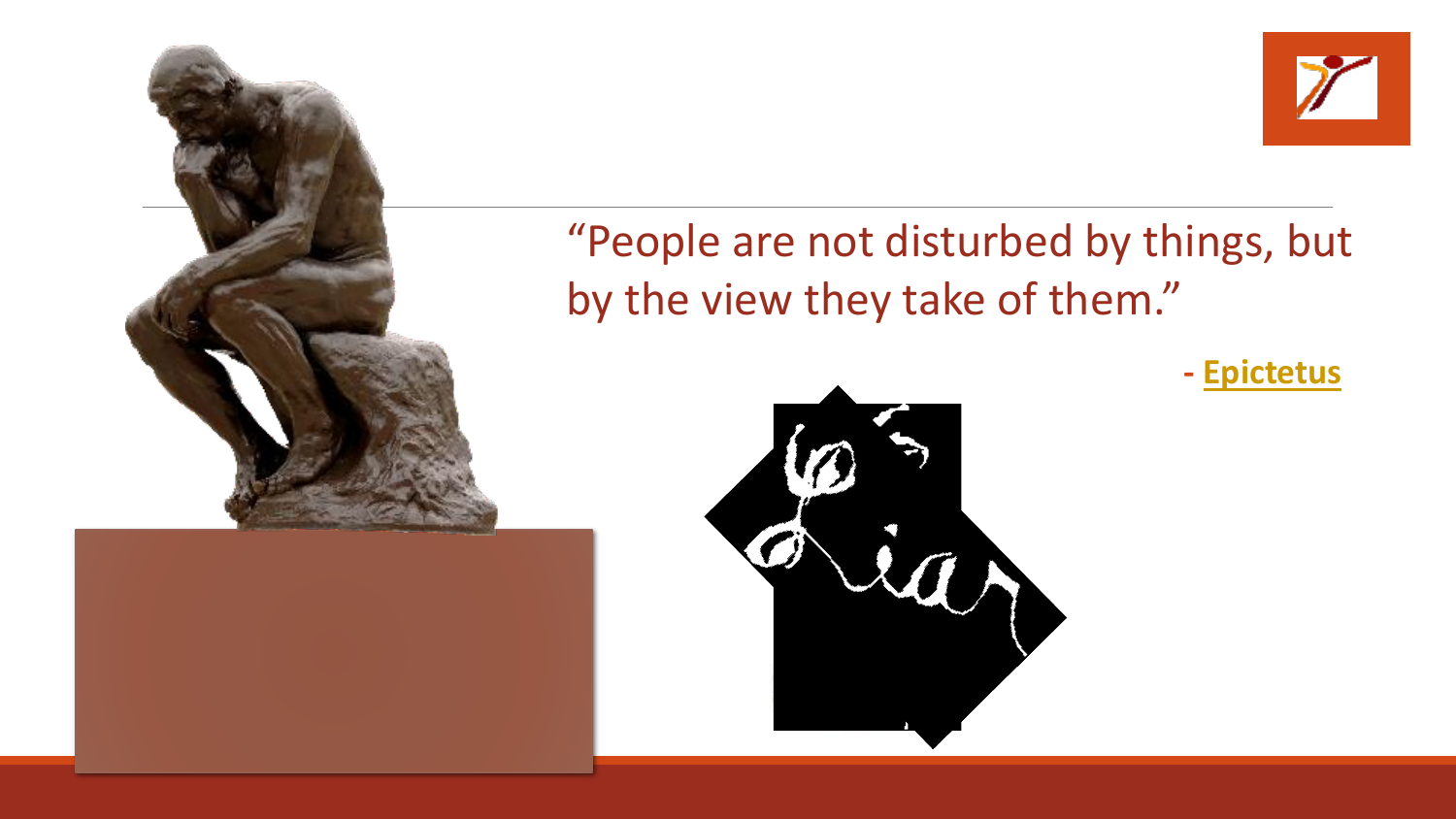"People are not disturbed by things, but by the view they take of them."

- **Epictetus**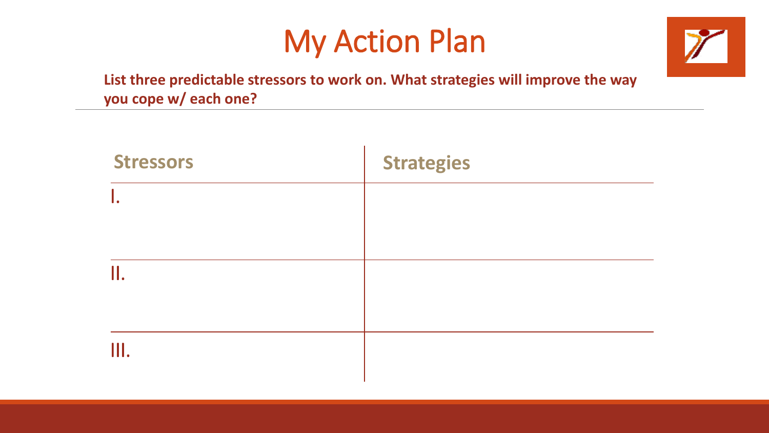# My Action Plan

**List three predictable stressors to work on. What strategies will improve the way you cope w/ each one?**

| Stressors | Strategies |
|---|---|
| I. | |
| II. | |
| III. | |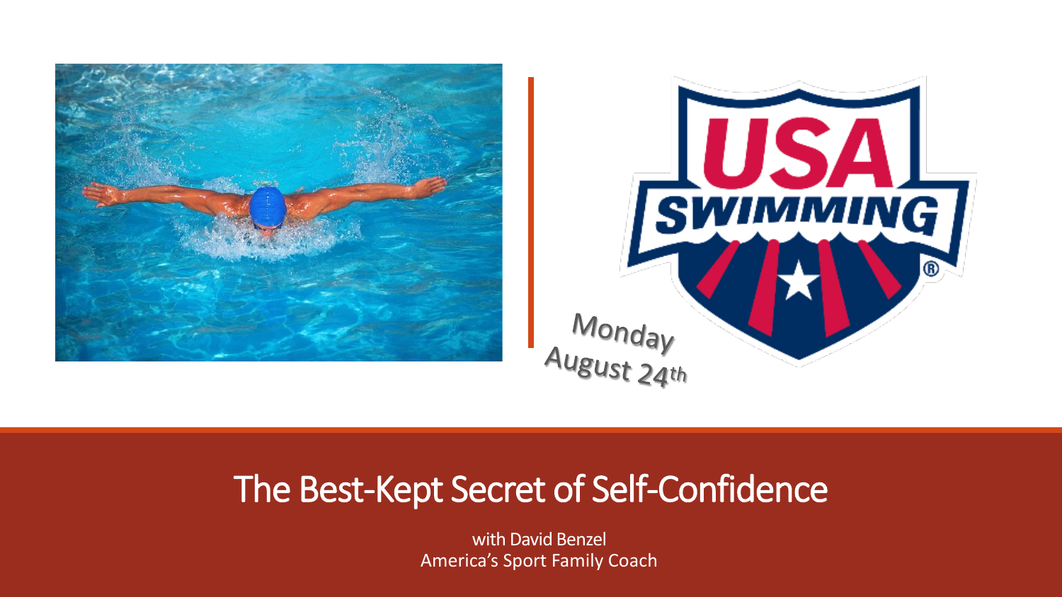Monday
August 24th

# The Best-Kept Secret of Self-Confidence

with David Benzel
America's Sport Family Coach